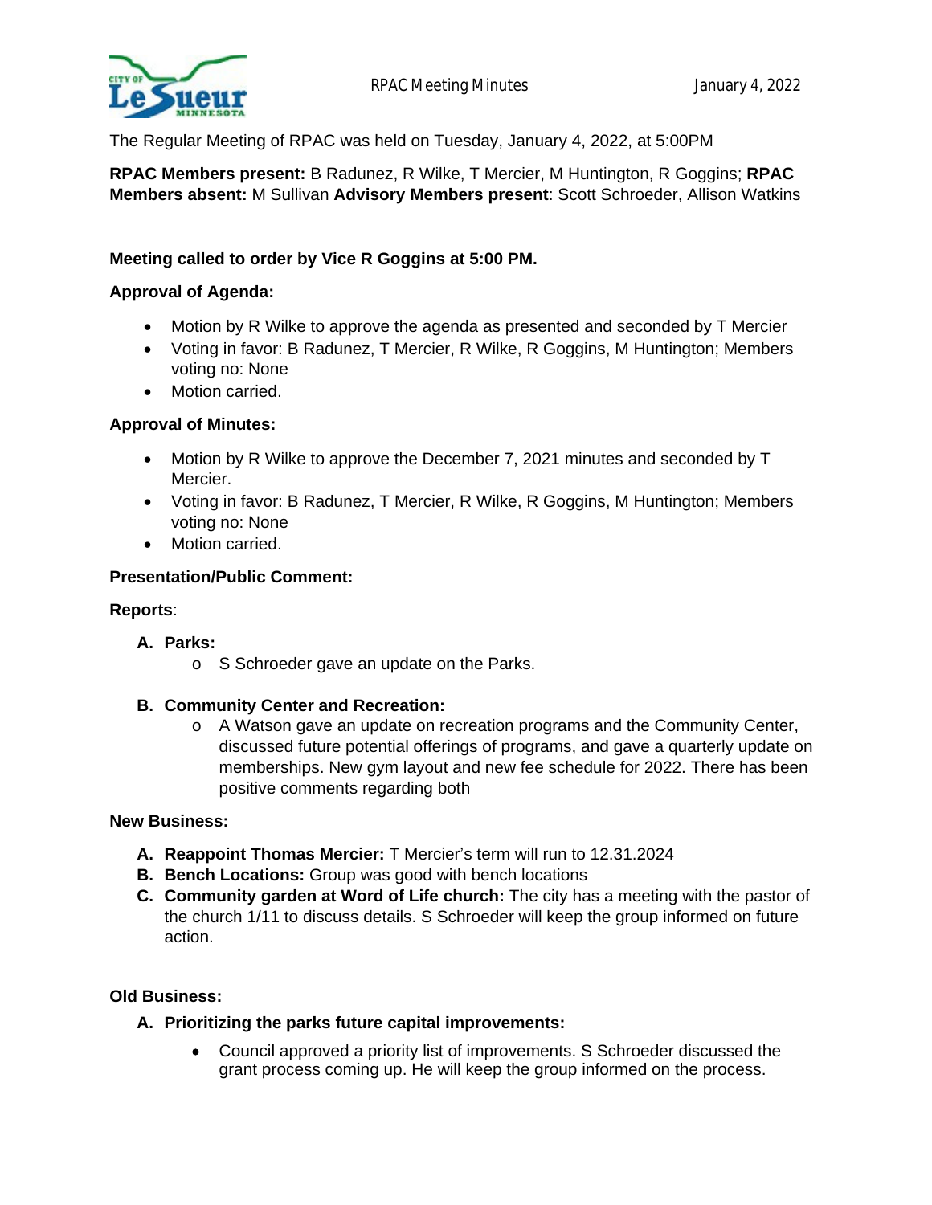The Regular Meeting of RPAC was held on Tuesday, January 4, 2022, at 5:00PM

**RPAC Members present:** B Radunez, R Wilke, T Mercier, M Huntington, R Goggins; **RPAC Members absent:** M Sullivan **Advisory Members present**: Scott Schroeder, Allison Watkins

**Meeting called to order by Vice R Goggins at 5:00 PM.**

**Approval of Agenda:**

- Motion by R Wilke to approve the agenda as presented and seconded by T Mercier
- Voting in favor: B Radunez, T Mercier, R Wilke, R Goggins, M Huntington; Members voting no: None
- Motion carried.

**Approval of Minutes:**

- Motion by R Wilke to approve the December 7, 2021 minutes and seconded by T Mercier.
- Voting in favor: B Radunez, T Mercier, R Wilke, R Goggins, M Huntington; Members voting no: None
- Motion carried.

**Presentation/Public Comment:**

**Reports**:

**A. Parks:**
- S Schroeder gave an update on the Parks.

**B. Community Center and Recreation:**
- A Watson gave an update on recreation programs and the Community Center, discussed future potential offerings of programs, and gave a quarterly update on memberships. New gym layout and new fee schedule for 2022. There has been positive comments regarding both

**New Business:**

**A. Reappoint Thomas Mercier:** T Mercier's term will run to 12.31.2024
**B. Bench Locations:** Group was good with bench locations
**C. Community garden at Word of Life church:** The city has a meeting with the pastor of the church 1/11 to discuss details. S Schroeder will keep the group informed on future action.

**Old Business:**

**A. Prioritizing the parks future capital improvements:**
- Council approved a priority list of improvements. S Schroeder discussed the grant process coming up. He will keep the group informed on the process.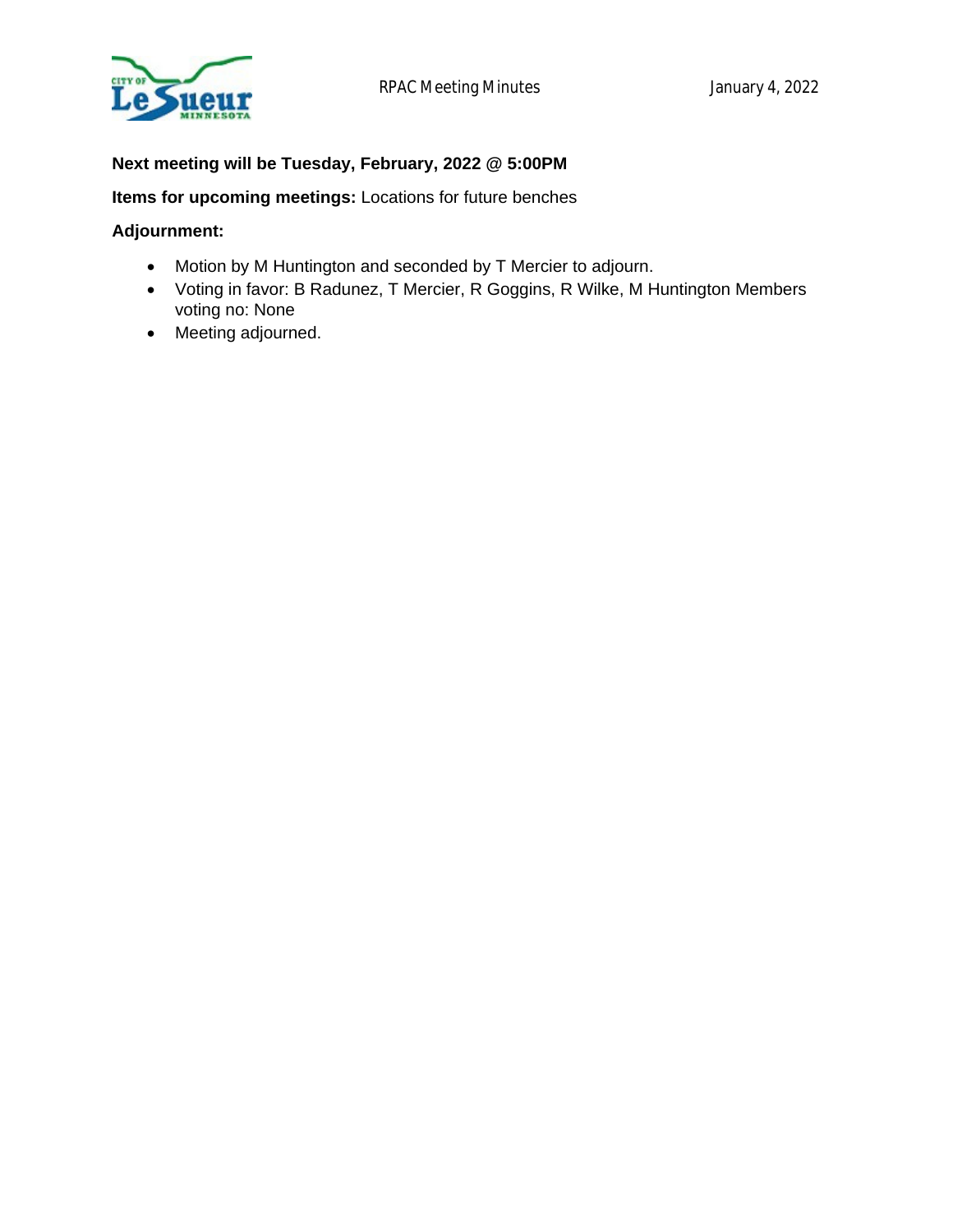**Next meeting will be Tuesday, February, 2022 @ 5:00PM**

**Items for upcoming meetings:** Locations for future benches

**Adjournment:**

- Motion by M Huntington and seconded by T Mercier to adjourn.
- Voting in favor: B Radunez, T Mercier, R Goggins, R Wilke, M Huntington Members voting no: None
- Meeting adjourned.